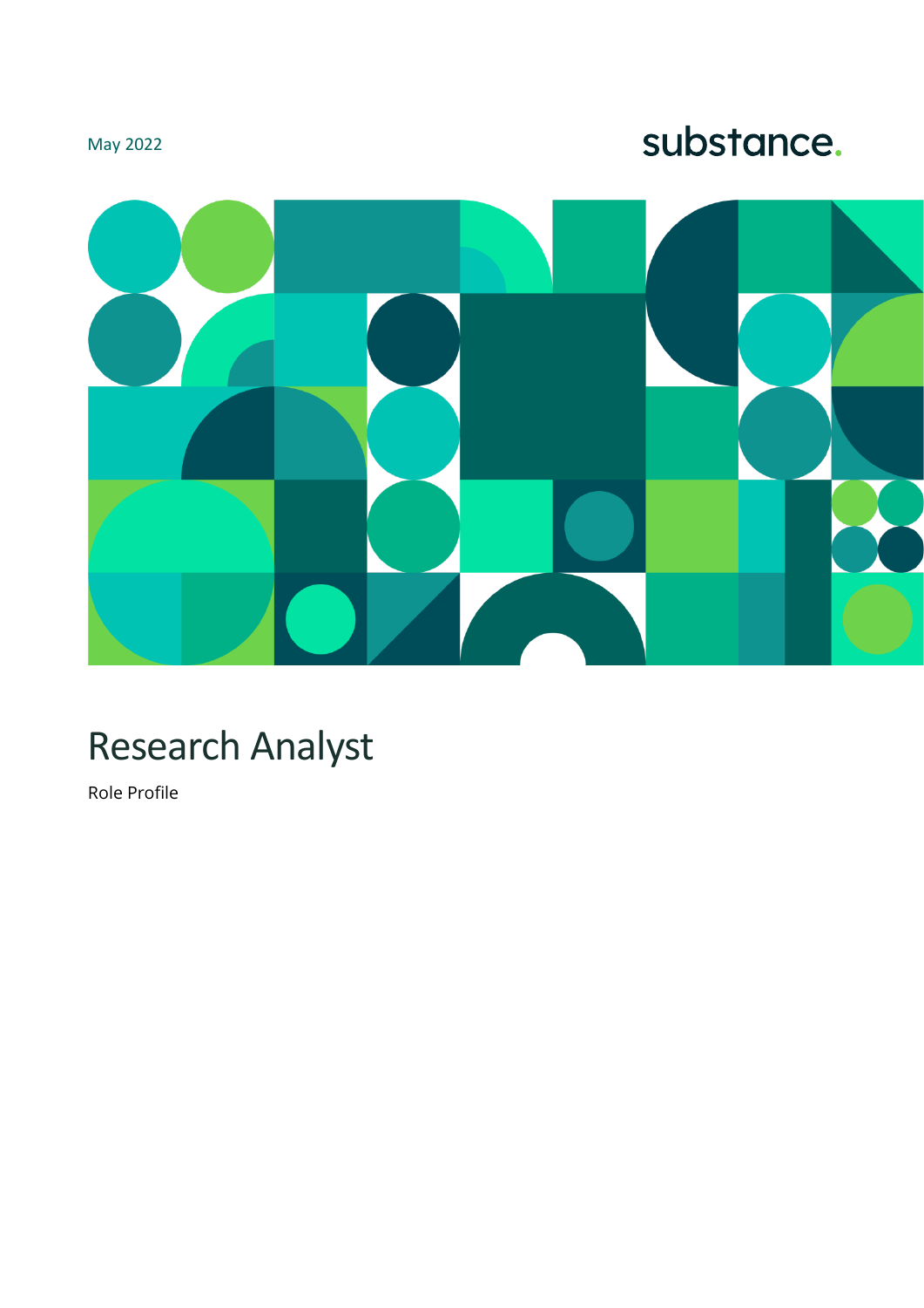May 2022

substance.

# Research Analyst

Role Profile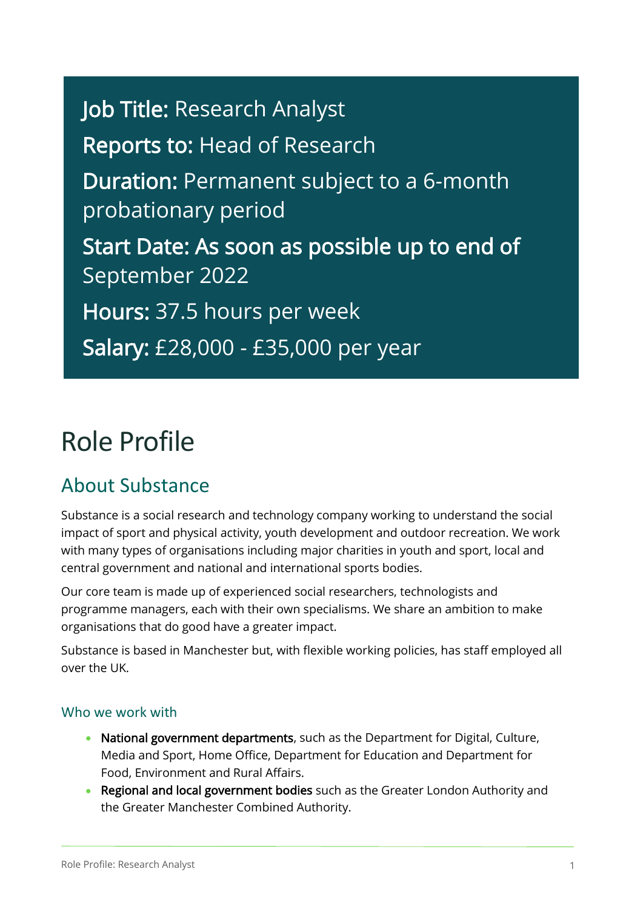**Job Title:** Research Analyst

**Reports to:** Head of Research

**Duration:** Permanent subject to a 6-month probationary period

**Start Date: As soon as possible up to end of** September 2022

**Hours:** 37.5 hours per week

**Salary:** £28,000 - £35,000 per year

# Role Profile

## About Substance

Substance is a social research and technology company working to understand the social impact of sport and physical activity, youth development and outdoor recreation. We work with many types of organisations including major charities in youth and sport, local and central government and national and international sports bodies.

Our core team is made up of experienced social researchers, technologists and programme managers, each with their own specialisms. We share an ambition to make organisations that do good have a greater impact.

Substance is based in Manchester but, with flexible working policies, has staff employed all over the UK.

### Who we work with

- **National government departments**, such as the Department for Digital, Culture, Media and Sport, Home Office, Department for Education and Department for Food, Environment and Rural Affairs.
- **Regional and local government bodies** such as the Greater London Authority and the Greater Manchester Combined Authority.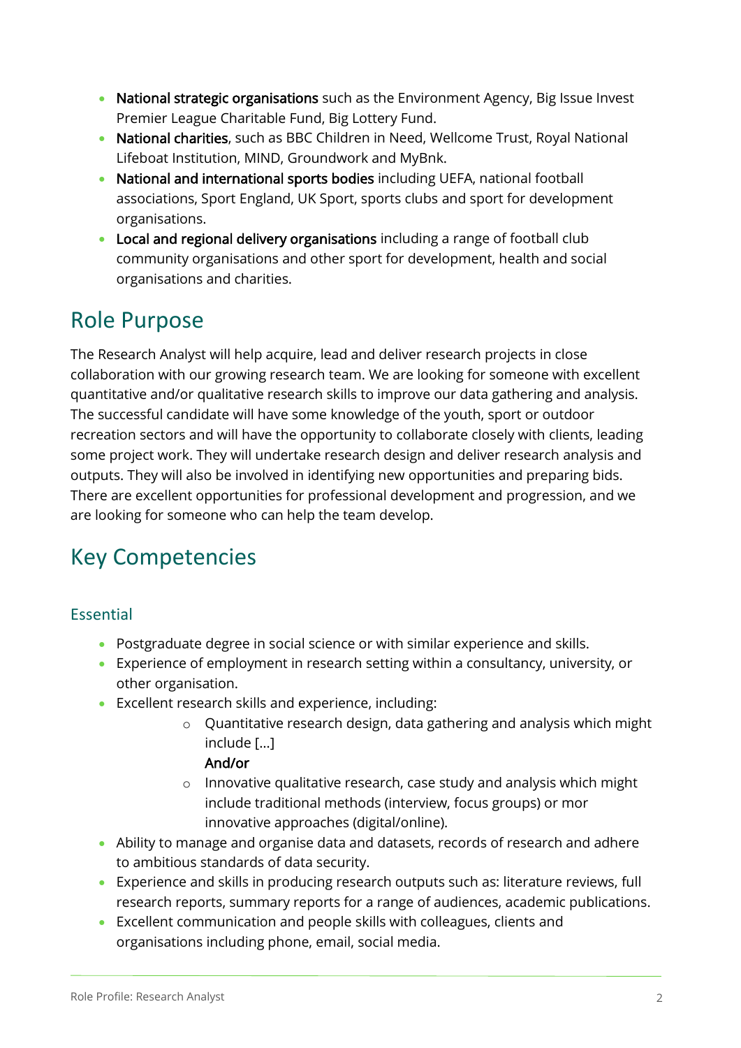- **National strategic organisations** such as the Environment Agency, Big Issue Invest Premier League Charitable Fund, Big Lottery Fund.
- **National charities**, such as BBC Children in Need, Wellcome Trust, Royal National Lifeboat Institution, MIND, Groundwork and MyBnk.
- **National and international sports bodies** including UEFA, national football associations, Sport England, UK Sport, sports clubs and sport for development organisations.
- **Local and regional delivery organisations** including a range of football club community organisations and other sport for development, health and social organisations and charities.

## Role Purpose

The Research Analyst will help acquire, lead and deliver research projects in close collaboration with our growing research team. We are looking for someone with excellent quantitative and/or qualitative research skills to improve our data gathering and analysis. The successful candidate will have some knowledge of the youth, sport or outdoor recreation sectors and will have the opportunity to collaborate closely with clients, leading some project work. They will undertake research design and deliver research analysis and outputs. They will also be involved in identifying new opportunities and preparing bids. There are excellent opportunities for professional development and progression, and we are looking for someone who can help the team develop.

## Key Competencies

### Essential

- Postgraduate degree in social science or with similar experience and skills.
- Experience of employment in research setting within a consultancy, university, or other organisation.
- Excellent research skills and experience, including:
  - Quantitative research design, data gathering and analysis which might include [...]

    **And/or**
  - Innovative qualitative research, case study and analysis which might include traditional methods (interview, focus groups) or mor innovative approaches (digital/online).
- Ability to manage and organise data and datasets, records of research and adhere to ambitious standards of data security.
- Experience and skills in producing research outputs such as: literature reviews, full research reports, summary reports for a range of audiences, academic publications.
- Excellent communication and people skills with colleagues, clients and organisations including phone, email, social media.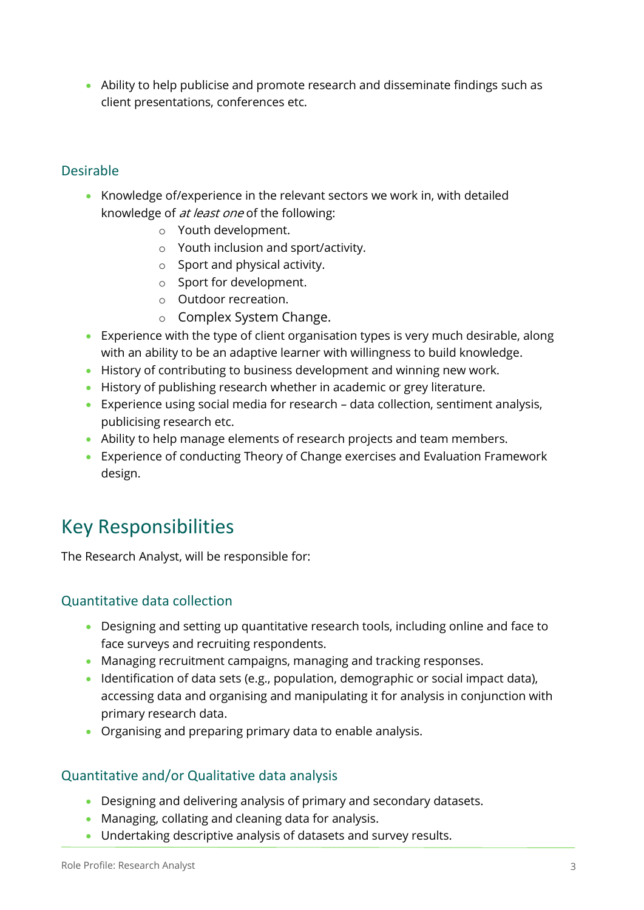- Ability to help publicise and promote research and disseminate findings such as client presentations, conferences etc.

### Desirable

- Knowledge of/experience in the relevant sectors we work in, with detailed knowledge of *at least one* of the following:
    - Youth development.
    - Youth inclusion and sport/activity.
    - Sport and physical activity.
    - Sport for development.
    - Outdoor recreation.
    - Complex System Change.
- Experience with the type of client organisation types is very much desirable, along with an ability to be an adaptive learner with willingness to build knowledge.
- History of contributing to business development and winning new work.
- History of publishing research whether in academic or grey literature.
- Experience using social media for research – data collection, sentiment analysis, publicising research etc.
- Ability to help manage elements of research projects and team members.
- Experience of conducting Theory of Change exercises and Evaluation Framework design.

## Key Responsibilities

The Research Analyst, will be responsible for:

### Quantitative data collection

- Designing and setting up quantitative research tools, including online and face to face surveys and recruiting respondents.
- Managing recruitment campaigns, managing and tracking responses.
- Identification of data sets (e.g., population, demographic or social impact data), accessing data and organising and manipulating it for analysis in conjunction with primary research data.
- Organising and preparing primary data to enable analysis.

### Quantitative and/or Qualitative data analysis

- Designing and delivering analysis of primary and secondary datasets.
- Managing, collating and cleaning data for analysis.
- Undertaking descriptive analysis of datasets and survey results.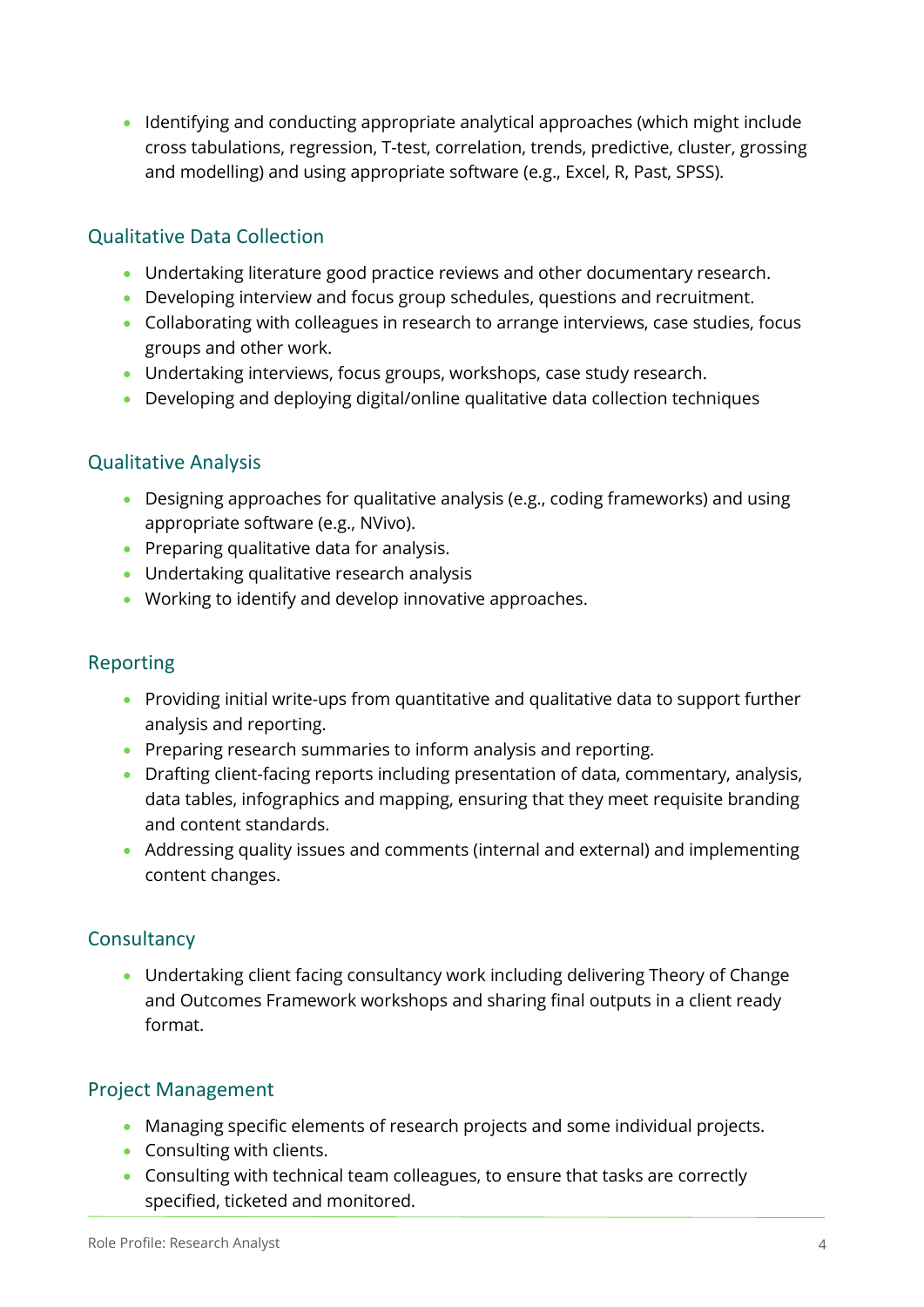- Identifying and conducting appropriate analytical approaches (which might include cross tabulations, regression, T-test, correlation, trends, predictive, cluster, grossing and modelling) and using appropriate software (e.g., Excel, R, Past, SPSS).

### Qualitative Data Collection

- Undertaking literature good practice reviews and other documentary research.
- Developing interview and focus group schedules, questions and recruitment.
- Collaborating with colleagues in research to arrange interviews, case studies, focus groups and other work.
- Undertaking interviews, focus groups, workshops, case study research.
- Developing and deploying digital/online qualitative data collection techniques

### Qualitative Analysis

- Designing approaches for qualitative analysis (e.g., coding frameworks) and using appropriate software (e.g., NVivo).
- Preparing qualitative data for analysis.
- Undertaking qualitative research analysis
- Working to identify and develop innovative approaches.

### Reporting

- Providing initial write-ups from quantitative and qualitative data to support further analysis and reporting.
- Preparing research summaries to inform analysis and reporting.
- Drafting client-facing reports including presentation of data, commentary, analysis, data tables, infographics and mapping, ensuring that they meet requisite branding and content standards.
- Addressing quality issues and comments (internal and external) and implementing content changes.

### Consultancy

- Undertaking client facing consultancy work including delivering Theory of Change and Outcomes Framework workshops and sharing final outputs in a client ready format.

### Project Management

- Managing specific elements of research projects and some individual projects.
- Consulting with clients.
- Consulting with technical team colleagues, to ensure that tasks are correctly specified, ticketed and monitored.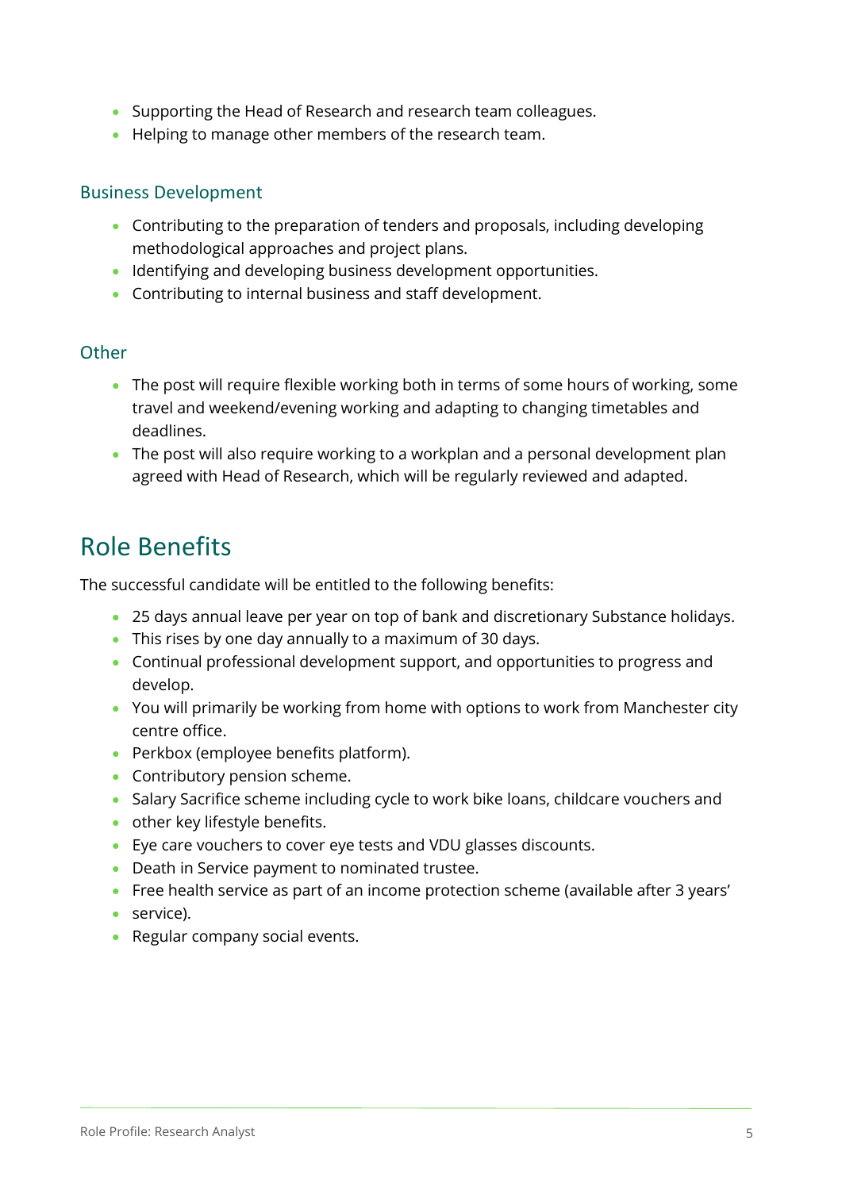- Supporting the Head of Research and research team colleagues.
- Helping to manage other members of the research team.

### Business Development

- Contributing to the preparation of tenders and proposals, including developing methodological approaches and project plans.
- Identifying and developing business development opportunities.
- Contributing to internal business and staff development.

### Other

- The post will require flexible working both in terms of some hours of working, some travel and weekend/evening working and adapting to changing timetables and deadlines.
- The post will also require working to a workplan and a personal development plan agreed with Head of Research, which will be regularly reviewed and adapted.

## Role Benefits

The successful candidate will be entitled to the following benefits:

- 25 days annual leave per year on top of bank and discretionary Substance holidays.
- This rises by one day annually to a maximum of 30 days.
- Continual professional development support, and opportunities to progress and develop.
- You will primarily be working from home with options to work from Manchester city centre office.
- Perkbox (employee benefits platform).
- Contributory pension scheme.
- Salary Sacrifice scheme including cycle to work bike loans, childcare vouchers and
- other key lifestyle benefits.
- Eye care vouchers to cover eye tests and VDU glasses discounts.
- Death in Service payment to nominated trustee.
- Free health service as part of an income protection scheme (available after 3 years'
- service).
- Regular company social events.